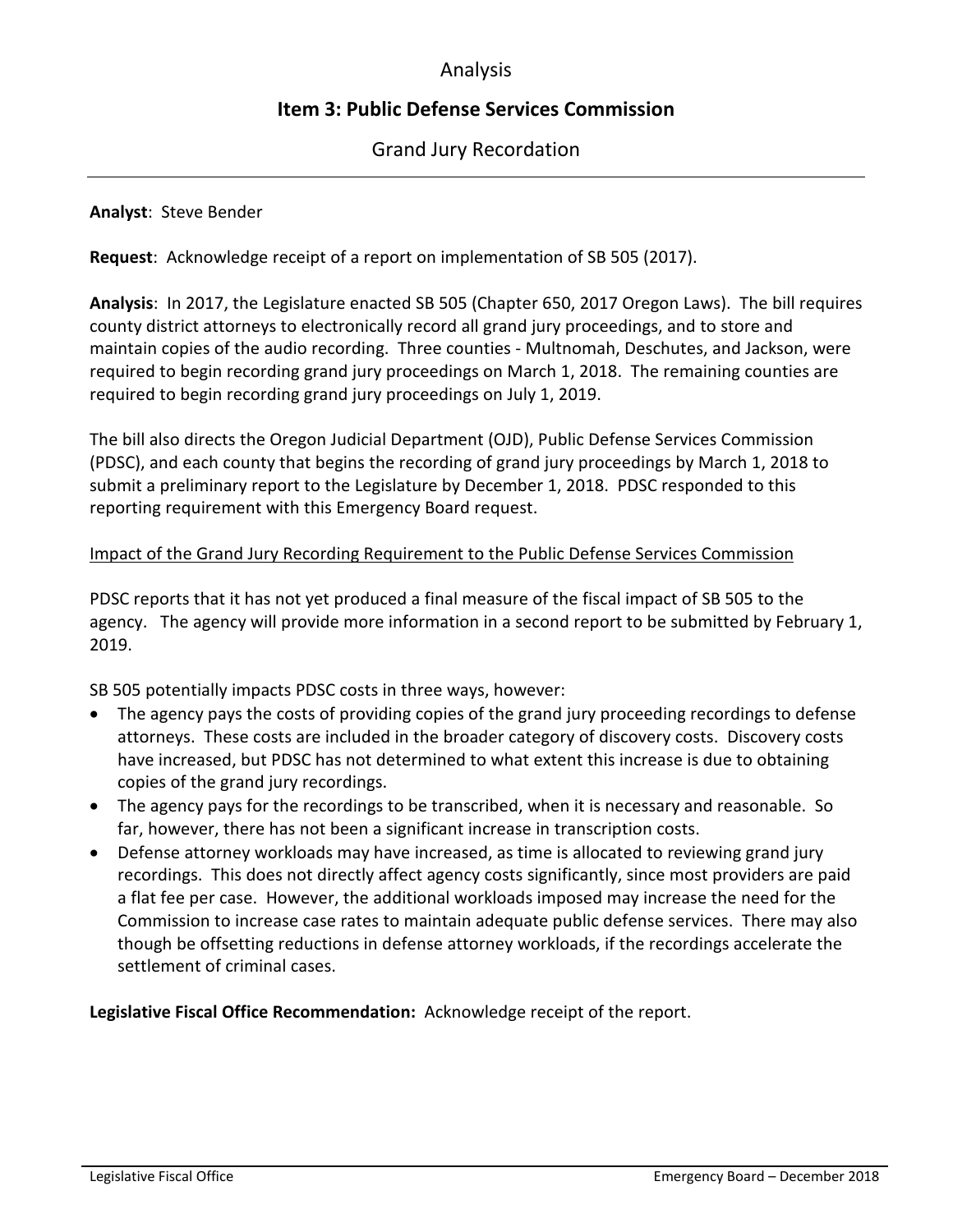# Analysis

## Item 3: Public Defense Services Commission

### Grand Jury Recordation

---

**Analyst**: Steve Bender

**Request**: Acknowledge receipt of a report on implementation of SB 505 (2017).

**Analysis**: In 2017, the Legislature enacted SB 505 (Chapter 650, 2017 Oregon Laws). The bill requires county district attorneys to electronically record all grand jury proceedings, and to store and maintain copies of the audio recording. Three counties - Multnomah, Deschutes, and Jackson, were required to begin recording grand jury proceedings on March 1, 2018. The remaining counties are required to begin recording grand jury proceedings on July 1, 2019.

The bill also directs the Oregon Judicial Department (OJD), Public Defense Services Commission (PDSC), and each county that begins the recording of grand jury proceedings by March 1, 2018 to submit a preliminary report to the Legislature by December 1, 2018. PDSC responded to this reporting requirement with this Emergency Board request.

<u>Impact of the Grand Jury Recording Requirement to the Public Defense Services Commission</u>

PDSC reports that it has not yet produced a final measure of the fiscal impact of SB 505 to the agency. The agency will provide more information in a second report to be submitted by February 1, 2019.

SB 505 potentially impacts PDSC costs in three ways, however:

- The agency pays the costs of providing copies of the grand jury proceeding recordings to defense attorneys. These costs are included in the broader category of discovery costs. Discovery costs have increased, but PDSC has not determined to what extent this increase is due to obtaining copies of the grand jury recordings.
- The agency pays for the recordings to be transcribed, when it is necessary and reasonable. So far, however, there has not been a significant increase in transcription costs.
- Defense attorney workloads may have increased, as time is allocated to reviewing grand jury recordings. This does not directly affect agency costs significantly, since most providers are paid a flat fee per case. However, the additional workloads imposed may increase the need for the Commission to increase case rates to maintain adequate public defense services. There may also though be offsetting reductions in defense attorney workloads, if the recordings accelerate the settlement of criminal cases.

**Legislative Fiscal Office Recommendation:** Acknowledge receipt of the report.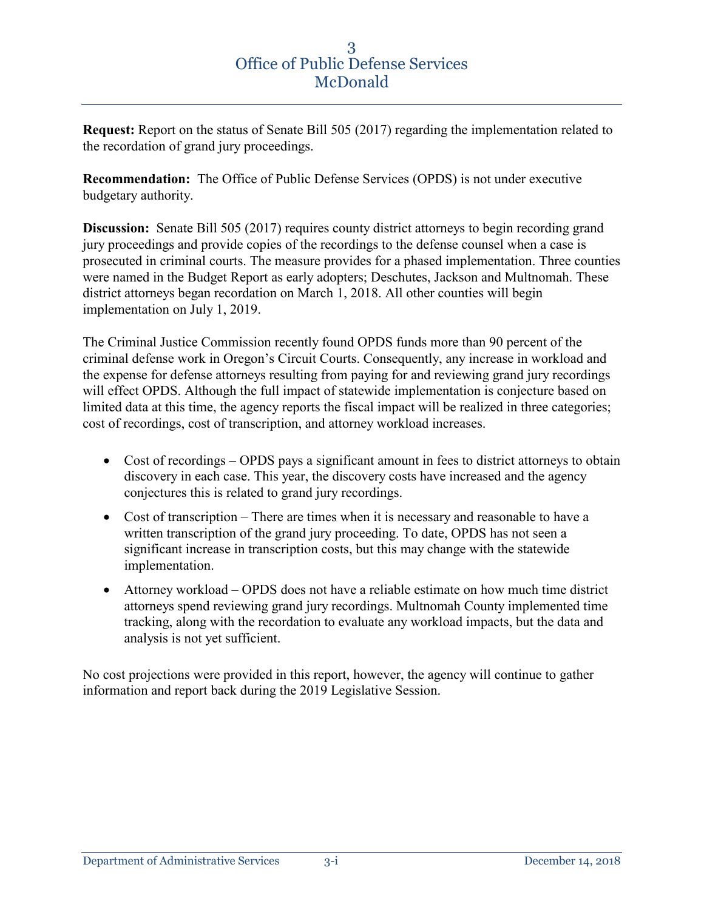# 3
# Office of Public Defense Services
# McDonald

**Request:** Report on the status of Senate Bill 505 (2017) regarding the implementation related to the recordation of grand jury proceedings.

**Recommendation:** The Office of Public Defense Services (OPDS) is not under executive budgetary authority.

**Discussion:** Senate Bill 505 (2017) requires county district attorneys to begin recording grand jury proceedings and provide copies of the recordings to the defense counsel when a case is prosecuted in criminal courts. The measure provides for a phased implementation. Three counties were named in the Budget Report as early adopters; Deschutes, Jackson and Multnomah. These district attorneys began recordation on March 1, 2018. All other counties will begin implementation on July 1, 2019.

The Criminal Justice Commission recently found OPDS funds more than 90 percent of the criminal defense work in Oregon's Circuit Courts. Consequently, any increase in workload and the expense for defense attorneys resulting from paying for and reviewing grand jury recordings will effect OPDS. Although the full impact of statewide implementation is conjecture based on limited data at this time, the agency reports the fiscal impact will be realized in three categories; cost of recordings, cost of transcription, and attorney workload increases.

- Cost of recordings – OPDS pays a significant amount in fees to district attorneys to obtain discovery in each case. This year, the discovery costs have increased and the agency conjectures this is related to grand jury recordings.
- Cost of transcription – There are times when it is necessary and reasonable to have a written transcription of the grand jury proceeding. To date, OPDS has not seen a significant increase in transcription costs, but this may change with the statewide implementation.
- Attorney workload – OPDS does not have a reliable estimate on how much time district attorneys spend reviewing grand jury recordings. Multnomah County implemented time tracking, along with the recordation to evaluate any workload impacts, but the data and analysis is not yet sufficient.

No cost projections were provided in this report, however, the agency will continue to gather information and report back during the 2019 Legislative Session.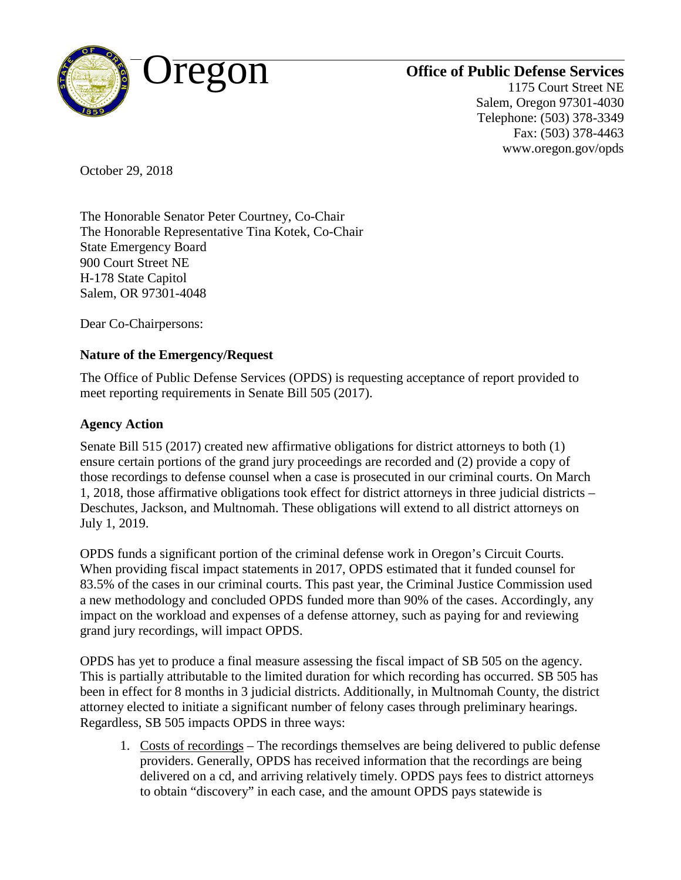Oregon

**Office of Public Defense Services**

1175 Court Street NE
Salem, Oregon 97301-4030
Telephone: (503) 378-3349
Fax: (503) 378-4463
www.oregon.gov/opds

October 29, 2018

The Honorable Senator Peter Courtney, Co-Chair
The Honorable Representative Tina Kotek, Co-Chair
State Emergency Board
900 Court Street NE
H-178 State Capitol
Salem, OR 97301-4048

Dear Co-Chairpersons:

**Nature of the Emergency/Request**

The Office of Public Defense Services (OPDS) is requesting acceptance of report provided to meet reporting requirements in Senate Bill 505 (2017).

**Agency Action**

Senate Bill 515 (2017) created new affirmative obligations for district attorneys to both (1) ensure certain portions of the grand jury proceedings are recorded and (2) provide a copy of those recordings to defense counsel when a case is prosecuted in our criminal courts. On March 1, 2018, those affirmative obligations took effect for district attorneys in three judicial districts – Deschutes, Jackson, and Multnomah. These obligations will extend to all district attorneys on July 1, 2019.

OPDS funds a significant portion of the criminal defense work in Oregon's Circuit Courts. When providing fiscal impact statements in 2017, OPDS estimated that it funded counsel for 83.5% of the cases in our criminal courts. This past year, the Criminal Justice Commission used a new methodology and concluded OPDS funded more than 90% of the cases. Accordingly, any impact on the workload and expenses of a defense attorney, such as paying for and reviewing grand jury recordings, will impact OPDS.

OPDS has yet to produce a final measure assessing the fiscal impact of SB 505 on the agency. This is partially attributable to the limited duration for which recording has occurred. SB 505 has been in effect for 8 months in 3 judicial districts. Additionally, in Multnomah County, the district attorney elected to initiate a significant number of felony cases through preliminary hearings. Regardless, SB 505 impacts OPDS in three ways:

1. Costs of recordings – The recordings themselves are being delivered to public defense providers. Generally, OPDS has received information that the recordings are being delivered on a cd, and arriving relatively timely. OPDS pays fees to district attorneys to obtain "discovery" in each case, and the amount OPDS pays statewide is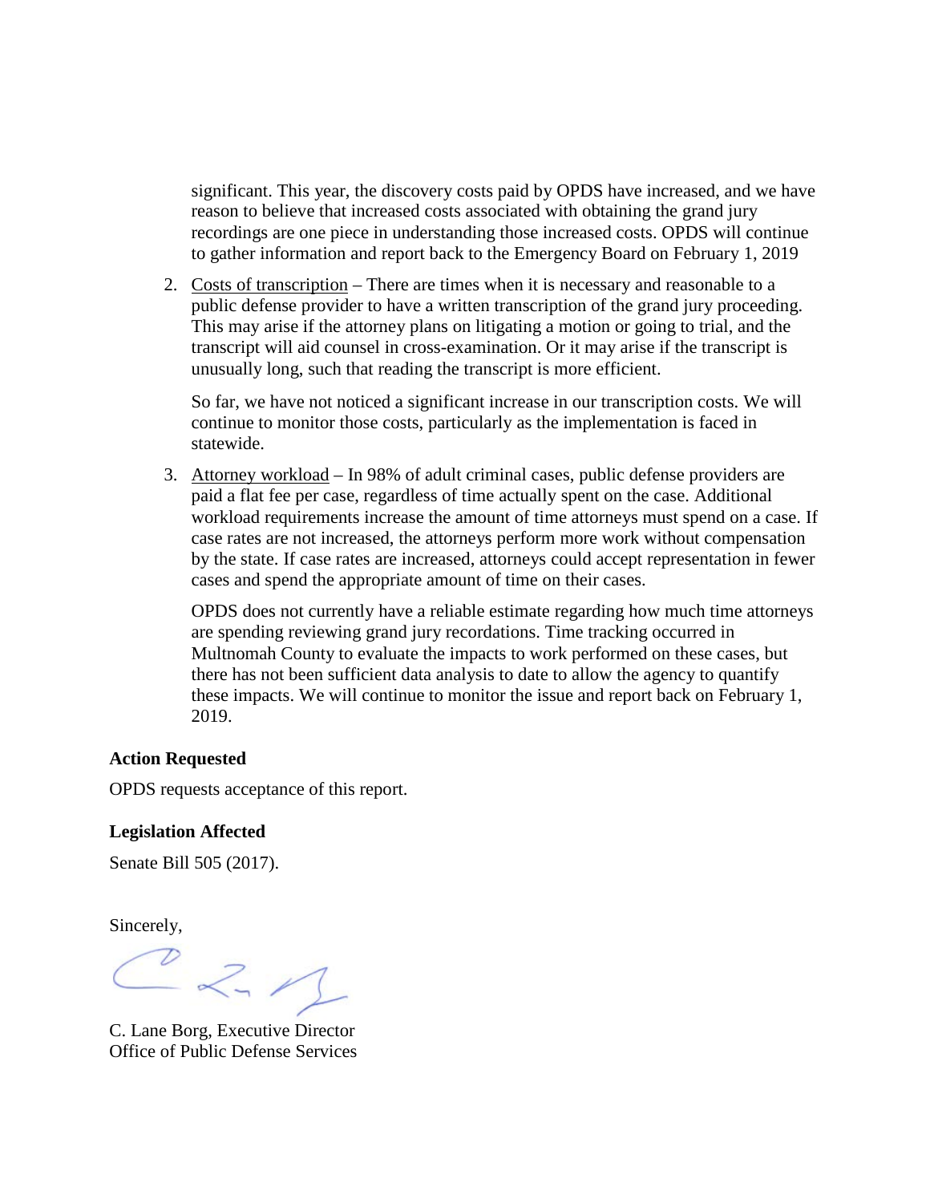significant. This year, the discovery costs paid by OPDS have increased, and we have reason to believe that increased costs associated with obtaining the grand jury recordings are one piece in understanding those increased costs. OPDS will continue to gather information and report back to the Emergency Board on February 1, 2019

2. Costs of transcription – There are times when it is necessary and reasonable to a public defense provider to have a written transcription of the grand jury proceeding. This may arise if the attorney plans on litigating a motion or going to trial, and the transcript will aid counsel in cross-examination. Or it may arise if the transcript is unusually long, such that reading the transcript is more efficient.

   So far, we have not noticed a significant increase in our transcription costs. We will continue to monitor those costs, particularly as the implementation is faced in statewide.

3. Attorney workload – In 98% of adult criminal cases, public defense providers are paid a flat fee per case, regardless of time actually spent on the case. Additional workload requirements increase the amount of time attorneys must spend on a case. If case rates are not increased, the attorneys perform more work without compensation by the state. If case rates are increased, attorneys could accept representation in fewer cases and spend the appropriate amount of time on their cases.

   OPDS does not currently have a reliable estimate regarding how much time attorneys are spending reviewing grand jury recordations. Time tracking occurred in Multnomah County to evaluate the impacts to work performed on these cases, but there has not been sufficient data analysis to date to allow the agency to quantify these impacts. We will continue to monitor the issue and report back on February 1, 2019.

**Action Requested**

OPDS requests acceptance of this report.

**Legislation Affected**

Senate Bill 505 (2017).

Sincerely,

C. Lane Borg, Executive Director
Office of Public Defense Services